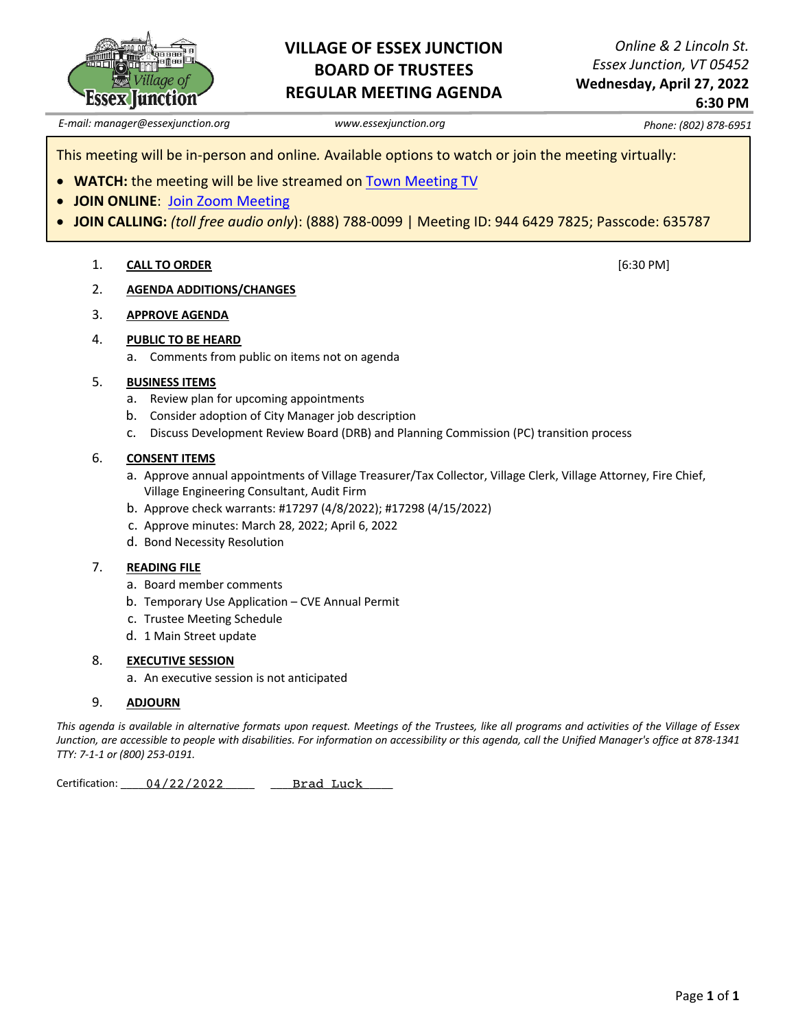# VILLAGE OF ESSEX JUNCTION BOARD OF TRUSTEES REGULAR MEETING AGENDA

*Online & 2 Lincoln St.*
*Essex Junction, VT 05452*
**Wednesday, April 27, 2022**
**6:30 PM**

*E-mail: manager@essexjunction.org* | *www.essexjunction.org* | *Phone: (802) 878-6951*

This meeting will be in-person and online. Available options to watch or join the meeting virtually:

- **WATCH:** the meeting will be live streamed on Town Meeting TV
- **JOIN ONLINE**: Join Zoom Meeting
- **JOIN CALLING:** *(toll free audio only)*: (888) 788-0099 | Meeting ID: 944 6429 7825; Passcode: 635787

1. **CALL TO ORDER** [6:30 PM]

2. **AGENDA ADDITIONS/CHANGES**

3. **APPROVE AGENDA**

4. **PUBLIC TO BE HEARD**
   a. Comments from public on items not on agenda

5. **BUSINESS ITEMS**
   a. Review plan for upcoming appointments
   b. Consider adoption of City Manager job description
   c. Discuss Development Review Board (DRB) and Planning Commission (PC) transition process

6. **CONSENT ITEMS**
   a. Approve annual appointments of Village Treasurer/Tax Collector, Village Clerk, Village Attorney, Fire Chief, Village Engineering Consultant, Audit Firm
   b. Approve check warrants: #17297 (4/8/2022); #17298 (4/15/2022)
   c. Approve minutes: March 28, 2022; April 6, 2022
   d. Bond Necessity Resolution

7. **READING FILE**
   a. Board member comments
   b. Temporary Use Application – CVE Annual Permit
   c. Trustee Meeting Schedule
   d. 1 Main Street update

8. **EXECUTIVE SESSION**
   a. An executive session is not anticipated

9. **ADJOURN**

*This agenda is available in alternative formats upon request. Meetings of the Trustees, like all programs and activities of the Village of Essex Junction, are accessible to people with disabilities. For information on accessibility or this agenda, call the Unified Manager's office at 878-1341 TTY: 7-1-1 or (800) 253-0191.*

Certification: 04/22/2022 Brad Luck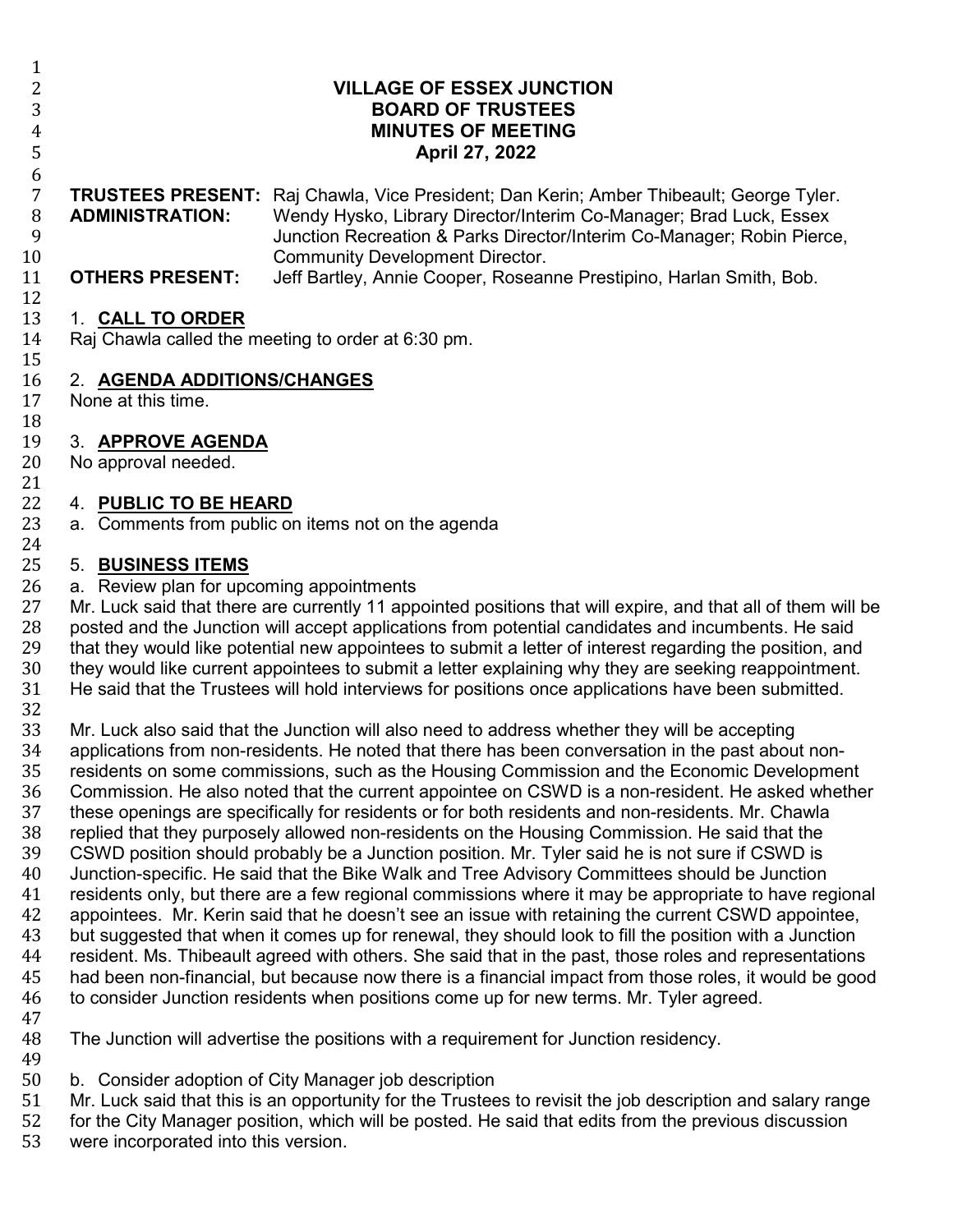**VILLAGE OF ESSEX JUNCTION**
**BOARD OF TRUSTEES**
**MINUTES OF MEETING**
**April 27, 2022**

**TRUSTEES PRESENT:** Raj Chawla, Vice President; Dan Kerin; Amber Thibeault; George Tyler.
**ADMINISTRATION:** Wendy Hysko, Library Director/Interim Co-Manager; Brad Luck, Essex Junction Recreation & Parks Director/Interim Co-Manager; Robin Pierce, Community Development Director.
**OTHERS PRESENT:** Jeff Bartley, Annie Cooper, Roseanne Prestipino, Harlan Smith, Bob.

1. **CALL TO ORDER**

Raj Chawla called the meeting to order at 6:30 pm.

2. **AGENDA ADDITIONS/CHANGES**

None at this time.

3. **APPROVE AGENDA**

No approval needed.

4. **PUBLIC TO BE HEARD**

a. Comments from public on items not on the agenda

5. **BUSINESS ITEMS**

a. Review plan for upcoming appointments

Mr. Luck said that there are currently 11 appointed positions that will expire, and that all of them will be posted and the Junction will accept applications from potential candidates and incumbents. He said that they would like potential new appointees to submit a letter of interest regarding the position, and they would like current appointees to submit a letter explaining why they are seeking reappointment. He said that the Trustees will hold interviews for positions once applications have been submitted.

Mr. Luck also said that the Junction will also need to address whether they will be accepting applications from non-residents. He noted that there has been conversation in the past about non-residents on some commissions, such as the Housing Commission and the Economic Development Commission. He also noted that the current appointee on CSWD is a non-resident. He asked whether these openings are specifically for residents or for both residents and non-residents. Mr. Chawla replied that they purposely allowed non-residents on the Housing Commission. He said that the CSWD position should probably be a Junction position. Mr. Tyler said he is not sure if CSWD is Junction-specific. He said that the Bike Walk and Tree Advisory Committees should be Junction residents only, but there are a few regional commissions where it may be appropriate to have regional appointees. Mr. Kerin said that he doesn't see an issue with retaining the current CSWD appointee, but suggested that when it comes up for renewal, they should look to fill the position with a Junction resident. Ms. Thibeault agreed with others. She said that in the past, those roles and representations had been non-financial, but because now there is a financial impact from those roles, it would be good to consider Junction residents when positions come up for new terms. Mr. Tyler agreed.

The Junction will advertise the positions with a requirement for Junction residency.

b. Consider adoption of City Manager job description

Mr. Luck said that this is an opportunity for the Trustees to revisit the job description and salary range for the City Manager position, which will be posted. He said that edits from the previous discussion were incorporated into this version.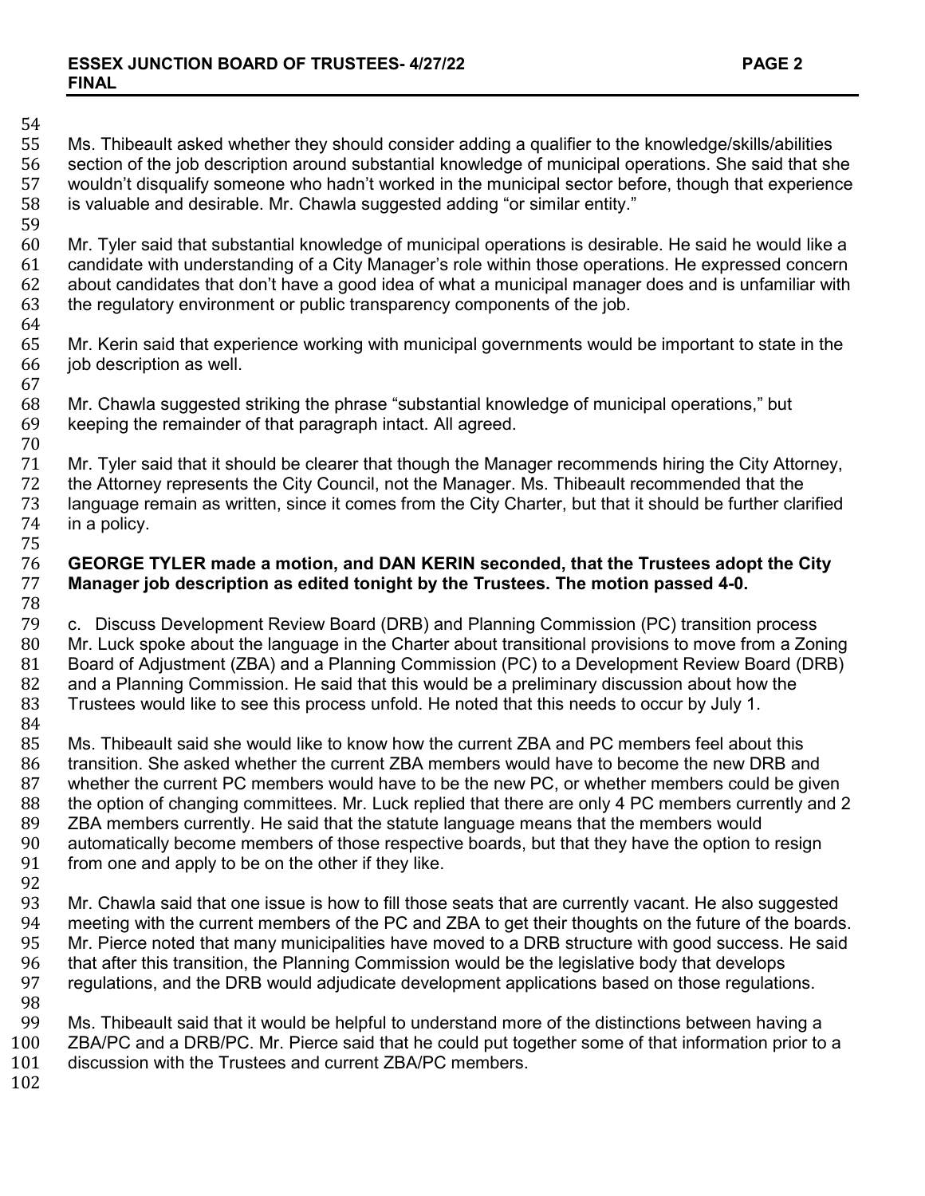Ms. Thibeault asked whether they should consider adding a qualifier to the knowledge/skills/abilities section of the job description around substantial knowledge of municipal operations. She said that she wouldn't disqualify someone who hadn't worked in the municipal sector before, though that experience is valuable and desirable. Mr. Chawla suggested adding "or similar entity."

Mr. Tyler said that substantial knowledge of municipal operations is desirable. He said he would like a candidate with understanding of a City Manager's role within those operations. He expressed concern about candidates that don't have a good idea of what a municipal manager does and is unfamiliar with the regulatory environment or public transparency components of the job.

Mr. Kerin said that experience working with municipal governments would be important to state in the job description as well.

Mr. Chawla suggested striking the phrase "substantial knowledge of municipal operations," but keeping the remainder of that paragraph intact. All agreed.

Mr. Tyler said that it should be clearer that though the Manager recommends hiring the City Attorney, the Attorney represents the City Council, not the Manager. Ms. Thibeault recommended that the language remain as written, since it comes from the City Charter, but that it should be further clarified in a policy.

**GEORGE TYLER made a motion, and DAN KERIN seconded, that the Trustees adopt the City Manager job description as edited tonight by the Trustees. The motion passed 4-0.**

c. Discuss Development Review Board (DRB) and Planning Commission (PC) transition process
Mr. Luck spoke about the language in the Charter about transitional provisions to move from a Zoning Board of Adjustment (ZBA) and a Planning Commission (PC) to a Development Review Board (DRB) and a Planning Commission. He said that this would be a preliminary discussion about how the Trustees would like to see this process unfold. He noted that this needs to occur by July 1.

Ms. Thibeault said she would like to know how the current ZBA and PC members feel about this transition. She asked whether the current ZBA members would have to become the new DRB and whether the current PC members would have to be the new PC, or whether members could be given the option of changing committees. Mr. Luck replied that there are only 4 PC members currently and 2 ZBA members currently. He said that the statute language means that the members would automatically become members of those respective boards, but that they have the option to resign from one and apply to be on the other if they like.

Mr. Chawla said that one issue is how to fill those seats that are currently vacant. He also suggested meeting with the current members of the PC and ZBA to get their thoughts on the future of the boards. Mr. Pierce noted that many municipalities have moved to a DRB structure with good success. He said that after this transition, the Planning Commission would be the legislative body that develops regulations, and the DRB would adjudicate development applications based on those regulations.

Ms. Thibeault said that it would be helpful to understand more of the distinctions between having a ZBA/PC and a DRB/PC. Mr. Pierce said that he could put together some of that information prior to a discussion with the Trustees and current ZBA/PC members.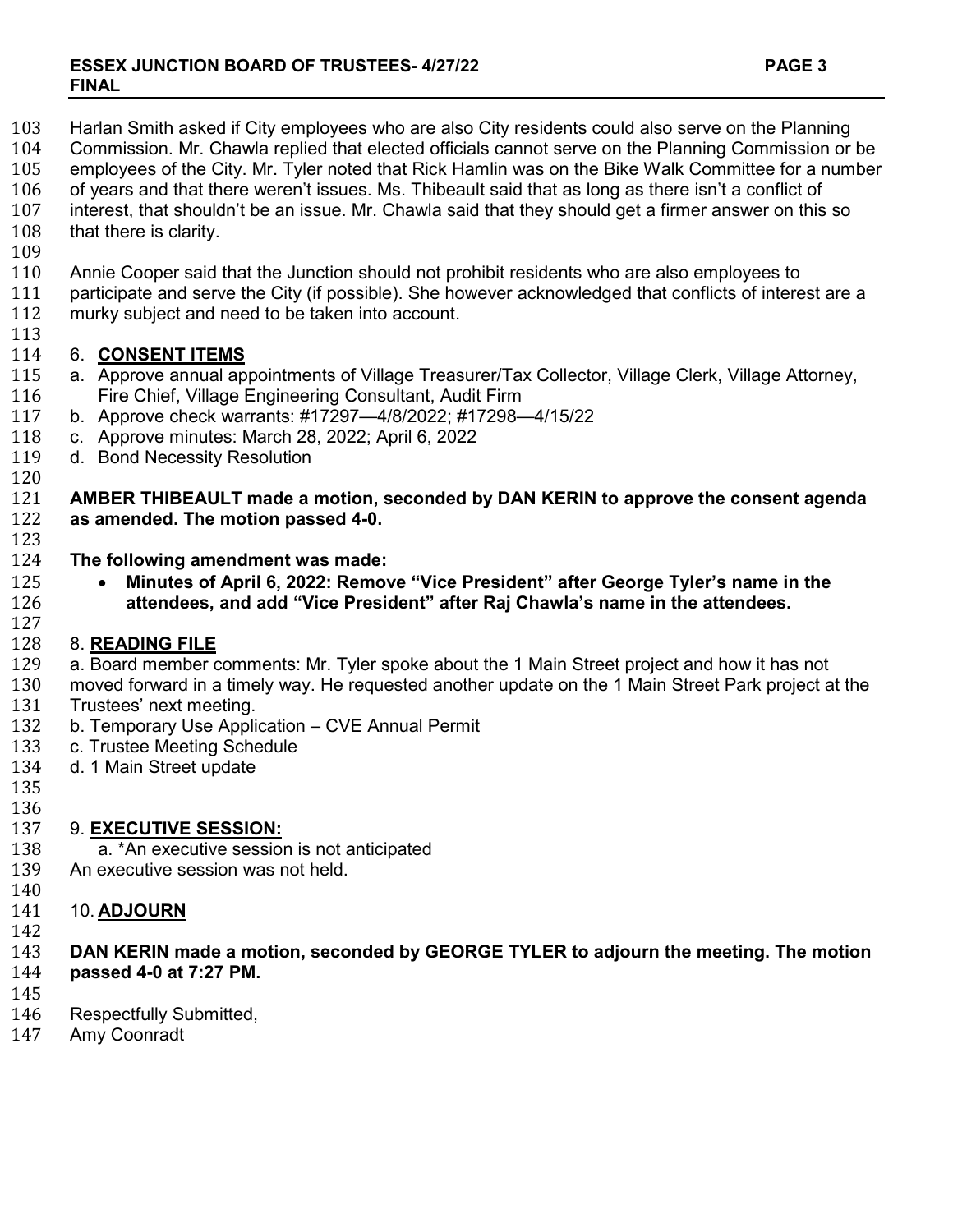Harlan Smith asked if City employees who are also City residents could also serve on the Planning Commission. Mr. Chawla replied that elected officials cannot serve on the Planning Commission or be employees of the City. Mr. Tyler noted that Rick Hamlin was on the Bike Walk Committee for a number of years and that there weren't issues. Ms. Thibeault said that as long as there isn't a conflict of interest, that shouldn't be an issue. Mr. Chawla said that they should get a firmer answer on this so that there is clarity.

Annie Cooper said that the Junction should not prohibit residents who are also employees to participate and serve the City (if possible). She however acknowledged that conflicts of interest are a murky subject and need to be taken into account.

## 6. **CONSENT ITEMS**

a. Approve annual appointments of Village Treasurer/Tax Collector, Village Clerk, Village Attorney, Fire Chief, Village Engineering Consultant, Audit Firm
b. Approve check warrants: #17297—4/8/2022; #17298—4/15/22
c. Approve minutes: March 28, 2022; April 6, 2022
d. Bond Necessity Resolution

**AMBER THIBEAULT made a motion, seconded by DAN KERIN to approve the consent agenda as amended. The motion passed 4-0.**

**The following amendment was made:**

- **Minutes of April 6, 2022: Remove "Vice President" after George Tyler's name in the attendees, and add "Vice President" after Raj Chawla's name in the attendees.**

## 8. **READING FILE**

a. Board member comments: Mr. Tyler spoke about the 1 Main Street project and how it has not moved forward in a timely way. He requested another update on the 1 Main Street Park project at the Trustees' next meeting.
b. Temporary Use Application – CVE Annual Permit
c. Trustee Meeting Schedule
d. 1 Main Street update

## 9. **EXECUTIVE SESSION:**

a. *An executive session is not anticipated

An executive session was not held.

## 10. **ADJOURN**

**DAN KERIN made a motion, seconded by GEORGE TYLER to adjourn the meeting. The motion passed 4-0 at 7:27 PM.**

Respectfully Submitted,
Amy Coonradt